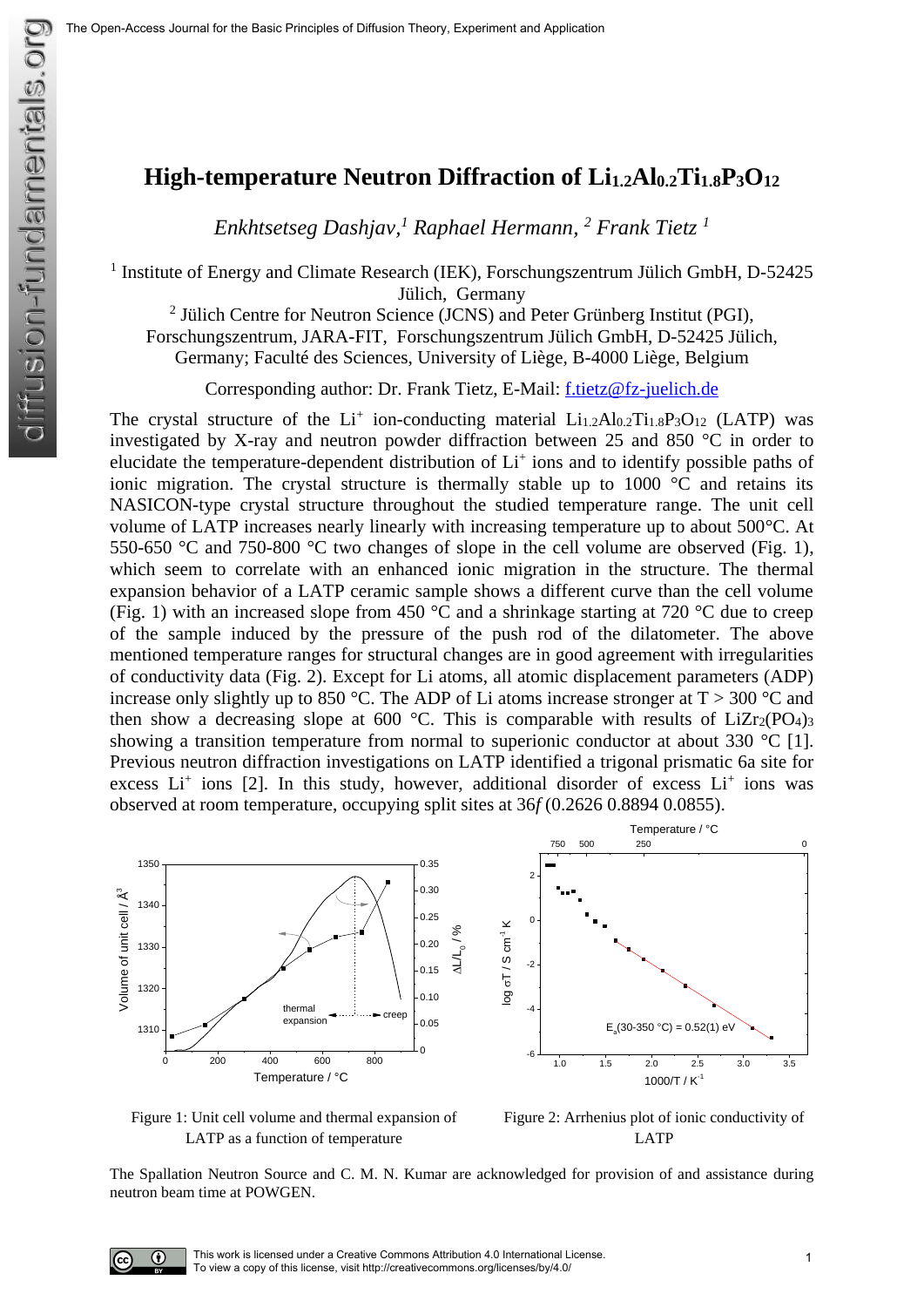# High-temperature Neutron Diffraction of $Li_{1.2}Al_{0.2}Ti_{1.8}P_3O_{12}$

*Enkhtsetseg Dashjav,*[1] *Raphael Hermann,* [2] *Frank Tietz* [1]

[1] Institute of Energy and Climate Research (IEK), Forschungszentrum Jülich GmbH, D-52425 Jülich, Germany

[2] Jülich Centre for Neutron Science (JCNS) and Peter Grünberg Institut (PGI), Forschungszentrum, JARA-FIT, Forschungszentrum Jülich GmbH, D-52425 Jülich, Germany; Faculté des Sciences, University of Liège, B-4000 Liège, Belgium

Corresponding author: Dr. Frank Tietz, E-Mail: f.tietz@fz-juelich.de

The crystal structure of the $Li^+$ ion-conducting material $Li_{1.2}Al_{0.2}Ti_{1.8}P_3O_{12}$ (LATP) was investigated by X-ray and neutron powder diffraction between 25 and 850 °C in order to elucidate the temperature-dependent distribution of $Li^+$ ions and to identify possible paths of ionic migration. The crystal structure is thermally stable up to 1000 °C and retains its NASICON-type crystal structure throughout the studied temperature range. The unit cell volume of LATP increases nearly linearly with increasing temperature up to about 500°C. At 550-650 °C and 750-800 °C two changes of slope in the cell volume are observed (Fig. 1), which seem to correlate with an enhanced ionic migration in the structure. The thermal expansion behavior of a LATP ceramic sample shows a different curve than the cell volume (Fig. 1) with an increased slope from 450 °C and a shrinkage starting at 720 °C due to creep of the sample induced by the pressure of the push rod of the dilatometer. The above mentioned temperature ranges for structural changes are in good agreement with irregularities of conductivity data (Fig. 2). Except for Li atoms, all atomic displacement parameters (ADP) increase only slightly up to 850 °C. The ADP of Li atoms increase stronger at T > 300 °C and then show a decreasing slope at 600 °C. This is comparable with results of $LiZr_2(PO_4)_3$ showing a transition temperature from normal to superionic conductor at about 330 °C [1]. Previous neutron diffraction investigations on LATP identified a trigonal prismatic 6a site for excess $Li^+$ ions [2]. In this study, however, additional disorder of excess $Li^+$ ions was observed at room temperature, occupying split sites at 36*f* (0.2626 0.8894 0.0855).

Figure 1: Unit cell volume and thermal expansion of LATP as a function of temperature

Figure 2: Arrhenius plot of ionic conductivity of LATP

The Spallation Neutron Source and C. M. N. Kumar are acknowledged for provision of and assistance during neutron beam time at POWGEN.

This work is licensed under a Creative Commons Attribution 4.0 International License. To view a copy of this license, visit http://creativecommons.org/licenses/by/4.0/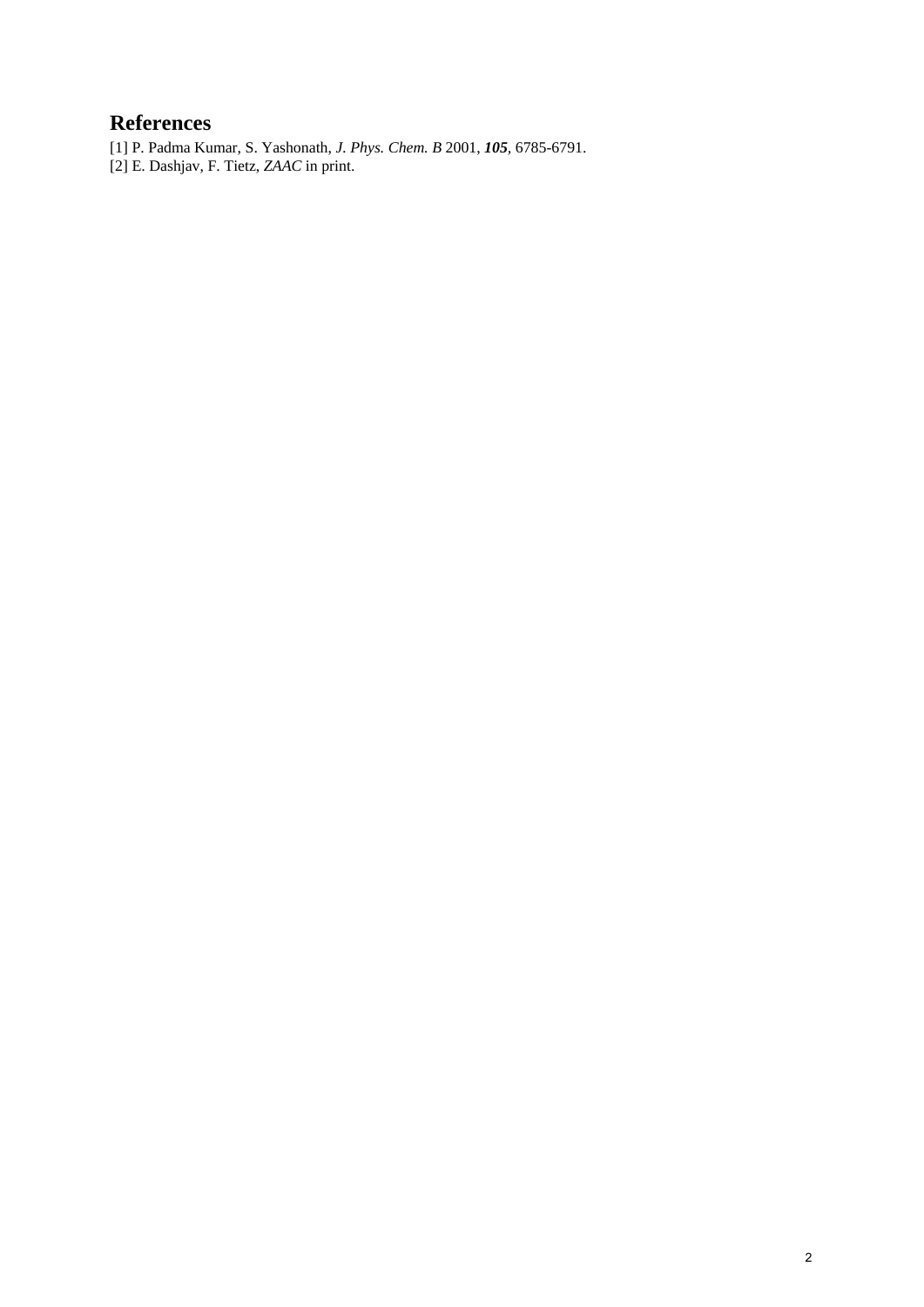## References

[1] P. Padma Kumar, S. Yashonath, *J. Phys. Chem. B* 2001, ***105***, 6785-6791.

[2] E. Dashjav, F. Tietz, *ZAAC* in print.